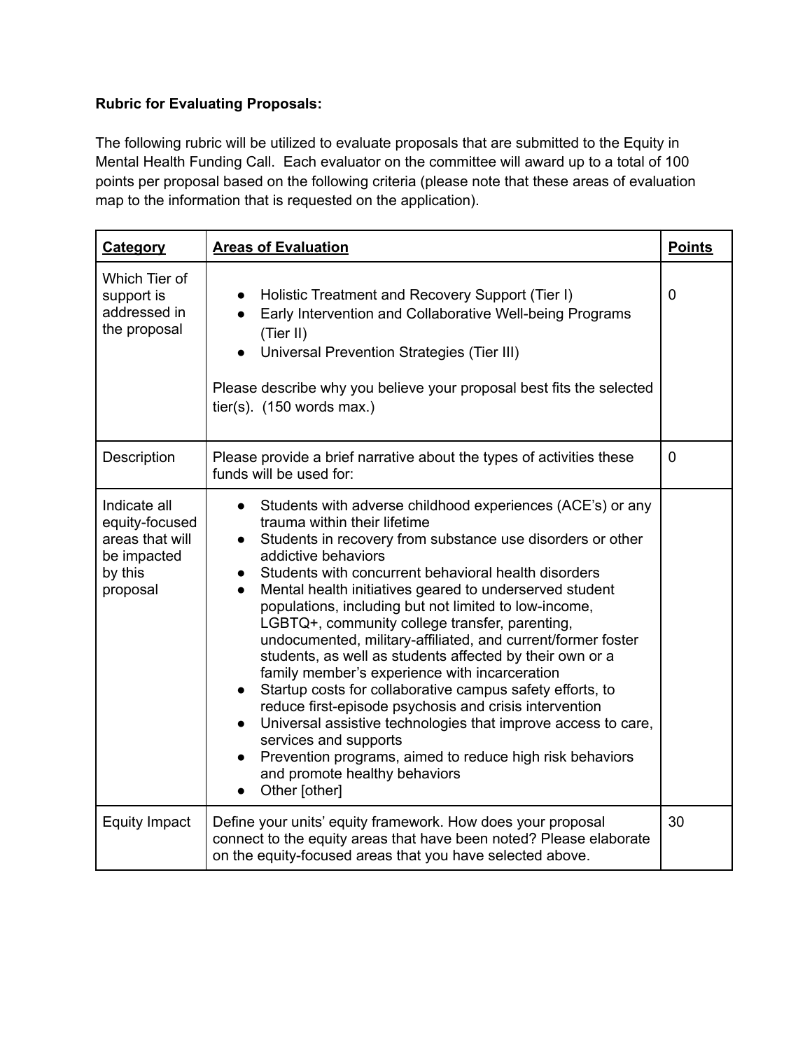**Rubric for Evaluating Proposals:**

The following rubric will be utilized to evaluate proposals that are submitted to the Equity in Mental Health Funding Call. Each evaluator on the committee will award up to a total of 100 points per proposal based on the following criteria (please note that these areas of evaluation map to the information that is requested on the application).

| **Category** | **Areas of Evaluation** | **Points** |
|---|---|---|
| Which Tier of support is addressed in the proposal | <ul><li>Holistic Treatment and Recovery Support (Tier I)</li><li>Early Intervention and Collaborative Well-being Programs (Tier II)</li><li>Universal Prevention Strategies (Tier III)</li></ul>Please describe why you believe your proposal best fits the selected tier(s). (150 words max.) | 0 |
| Description | Please provide a brief narrative about the types of activities these funds will be used for: | 0 |
| Indicate all equity-focused areas that will be impacted by this proposal | <ul><li>Students with adverse childhood experiences (ACE's) or any trauma within their lifetime</li><li>Students in recovery from substance use disorders or other addictive behaviors</li><li>Students with concurrent behavioral health disorders</li><li>Mental health initiatives geared to underserved student populations, including but not limited to low-income, LGBTQ+, community college transfer, parenting, undocumented, military-affiliated, and current/former foster students, as well as students affected by their own or a family member's experience with incarceration</li><li>Startup costs for collaborative campus safety efforts, to reduce first-episode psychosis and crisis intervention</li><li>Universal assistive technologies that improve access to care, services and supports</li><li>Prevention programs, aimed to reduce high risk behaviors and promote healthy behaviors</li><li>Other [other]</li></ul> | |
| Equity Impact | Define your units' equity framework. How does your proposal connect to the equity areas that have been noted? Please elaborate on the equity-focused areas that you have selected above. | 30 |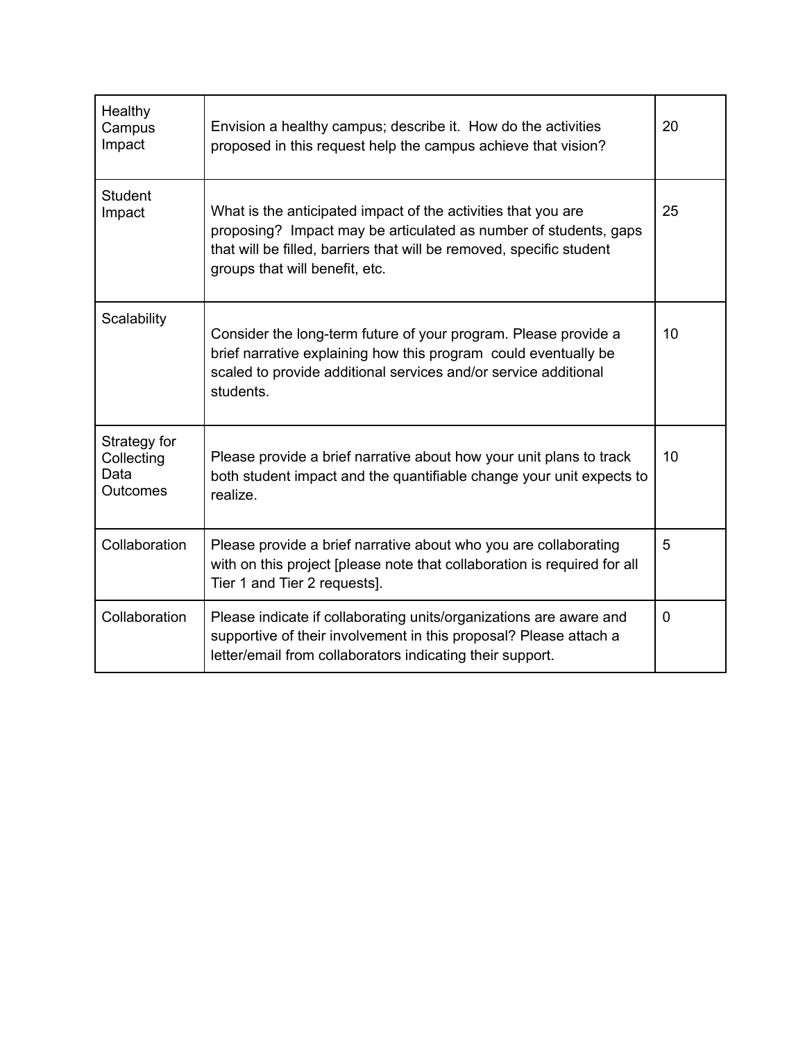| | | |
|---|---|---|
| Healthy Campus Impact | Envision a healthy campus; describe it. How do the activities proposed in this request help the campus achieve that vision? | 20 |
| Student Impact | What is the anticipated impact of the activities that you are proposing? Impact may be articulated as number of students, gaps that will be filled, barriers that will be removed, specific student groups that will benefit, etc. | 25 |
| Scalability | Consider the long-term future of your program. Please provide a brief narrative explaining how this program could eventually be scaled to provide additional services and/or service additional students. | 10 |
| Strategy for Collecting Data Outcomes | Please provide a brief narrative about how your unit plans to track both student impact and the quantifiable change your unit expects to realize. | 10 |
| Collaboration | Please provide a brief narrative about who you are collaborating with on this project [please note that collaboration is required for all Tier 1 and Tier 2 requests]. | 5 |
| Collaboration | Please indicate if collaborating units/organizations are aware and supportive of their involvement in this proposal? Please attach a letter/email from collaborators indicating their support. | 0 |